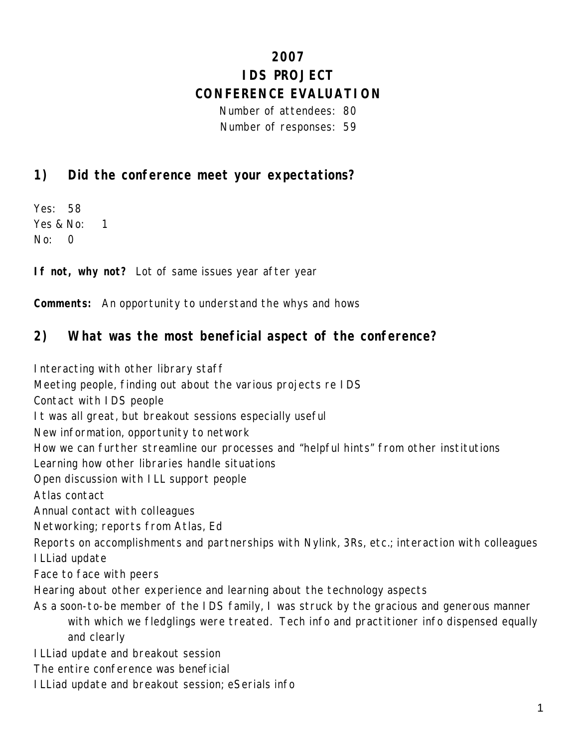# 2007
# IDS PROJECT
# CONFERENCE EVALUATION

Number of attendees: 80
Number of responses: 59

## 1) Did the conference meet your expectations?

Yes: 58
Yes & No: 1
No: 0

**If not, why not?** Lot of same issues year after year

**Comments:** An opportunity to understand the whys and hows

## 2) What was the most beneficial aspect of the conference?

Interacting with other library staff
Meeting people, finding out about the various projects re IDS
Contact with IDS people
It was all great, but breakout sessions especially useful
New information, opportunity to network
How we can further streamline our processes and "helpful hints" from other institutions
Learning how other libraries handle situations
Open discussion with ILL support people
Atlas contact
Annual contact with colleagues
Networking; reports from Atlas, Ed
Reports on accomplishments and partnerships with Nylink, 3Rs, etc.; interaction with colleagues
ILLiad update
Face to face with peers
Hearing about other experience and learning about the technology aspects
As a soon-to-be member of the IDS family, I was struck by the gracious and generous manner with which we fledglings were treated. Tech info and practitioner info dispensed equally and clearly
ILLiad update and breakout session
The entire conference was beneficial
ILLiad update and breakout session; eSerials info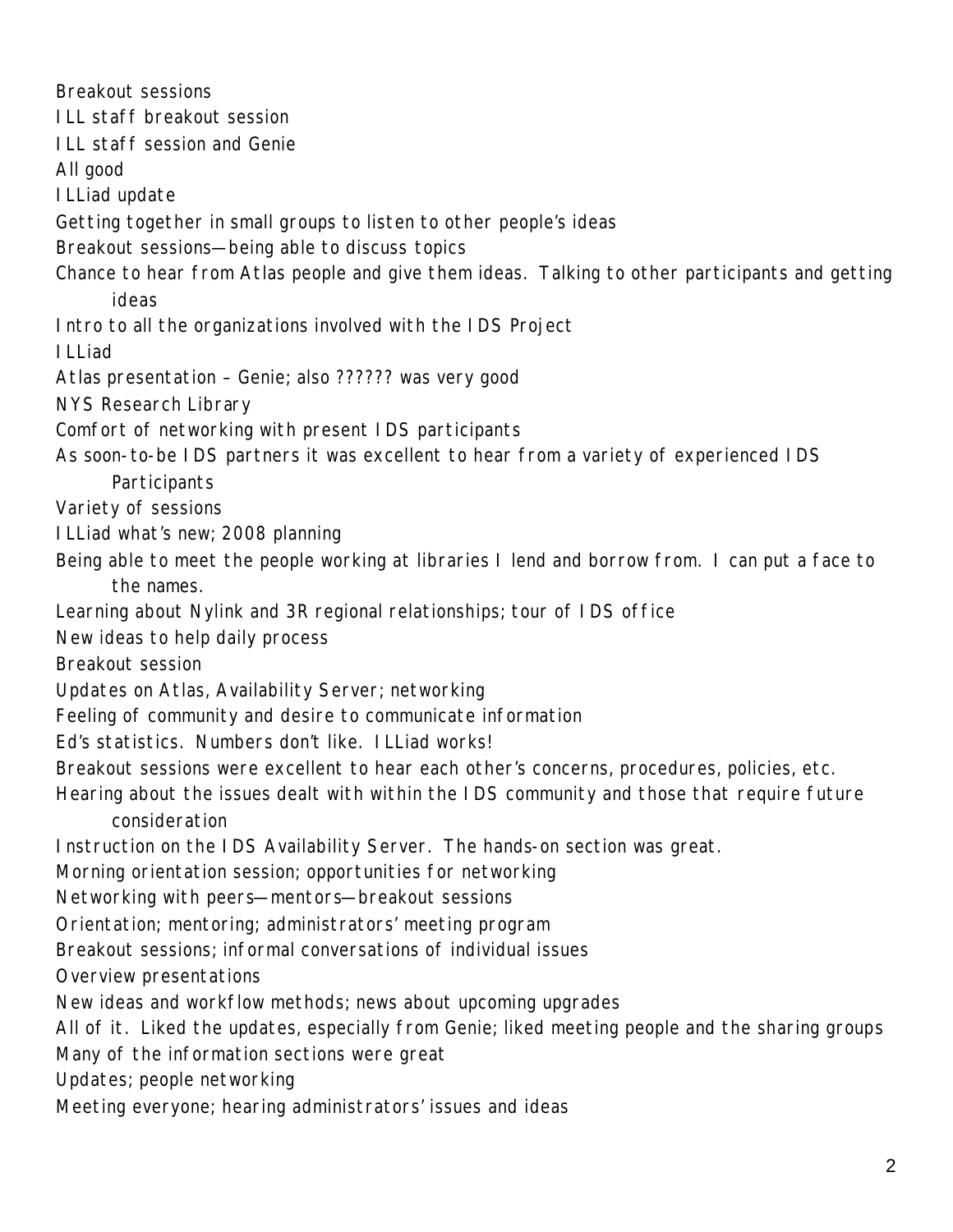Breakout sessions
ILL staff breakout session
ILL staff session and Genie
All good
ILLiad update
Getting together in small groups to listen to other people's ideas
Breakout sessions—being able to discuss topics
Chance to hear from Atlas people and give them ideas. Talking to other participants and getting ideas
Intro to all the organizations involved with the IDS Project
ILLiad
Atlas presentation – Genie; also ?????? was very good
NYS Research Library
Comfort of networking with present IDS participants
As soon-to-be IDS partners it was excellent to hear from a variety of experienced IDS Participants
Variety of sessions
ILLiad what's new; 2008 planning
Being able to meet the people working at libraries I lend and borrow from. I can put a face to the names.
Learning about Nylink and 3R regional relationships; tour of IDS office
New ideas to help daily process
Breakout session
Updates on Atlas, Availability Server; networking
Feeling of community and desire to communicate information
Ed's statistics. Numbers don't like. ILLiad works!
Breakout sessions were excellent to hear each other's concerns, procedures, policies, etc.
Hearing about the issues dealt with within the IDS community and those that require future consideration
Instruction on the IDS Availability Server. The hands-on section was great.
Morning orientation session; opportunities for networking
Networking with peers—mentors—breakout sessions
Orientation; mentoring; administrators' meeting program
Breakout sessions; informal conversations of individual issues
Overview presentations
New ideas and workflow methods; news about upcoming upgrades
All of it. Liked the updates, especially from Genie; liked meeting people and the sharing groups
Many of the information sections were great
Updates; people networking
Meeting everyone; hearing administrators' issues and ideas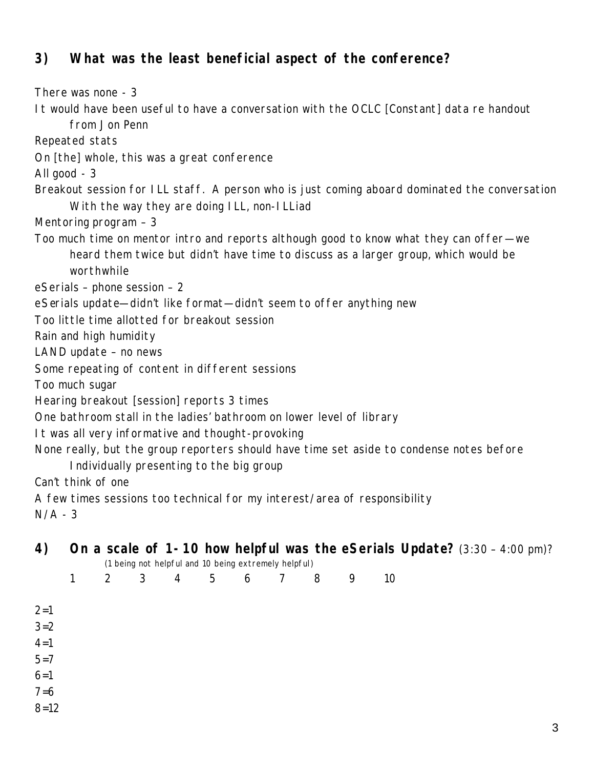### 3) What was the least beneficial aspect of the conference?

There was none - 3

It would have been useful to have a conversation with the OCLC [Constant] data re handout from Jon Penn

Repeated stats

On [the] whole, this was a great conference

All good - 3

Breakout session for ILL staff. A person who is just coming aboard dominated the conversation With the way they are doing ILL, non-ILLiad

Mentoring program – 3

Too much time on mentor intro and reports although good to know what they can offer—we heard them twice but didn't have time to discuss as a larger group, which would be worthwhile

eSerials – phone session – 2

eSerials update—didn't like format—didn't seem to offer anything new

Too little time allotted for breakout session

Rain and high humidity

LAND update – no news

Some repeating of content in different sessions

Too much sugar

Hearing breakout [session] reports 3 times

One bathroom stall in the ladies' bathroom on lower level of library

It was all very informative and thought-provoking

None really, but the group reporters should have time set aside to condense notes before Individually presenting to the big group

Can't think of one

A few times sessions too technical for my interest/area of responsibility

N/A - 3

### 4) On a scale of 1-10 how helpful was the eSerials Update? (3:30 – 4:00 pm)?

(1 being not helpful and 10 being extremely helpful)

1 2 3 4 5 6 7 8 9 10

2=1
3=2
4=1
5=7
6=1
7=6
8=12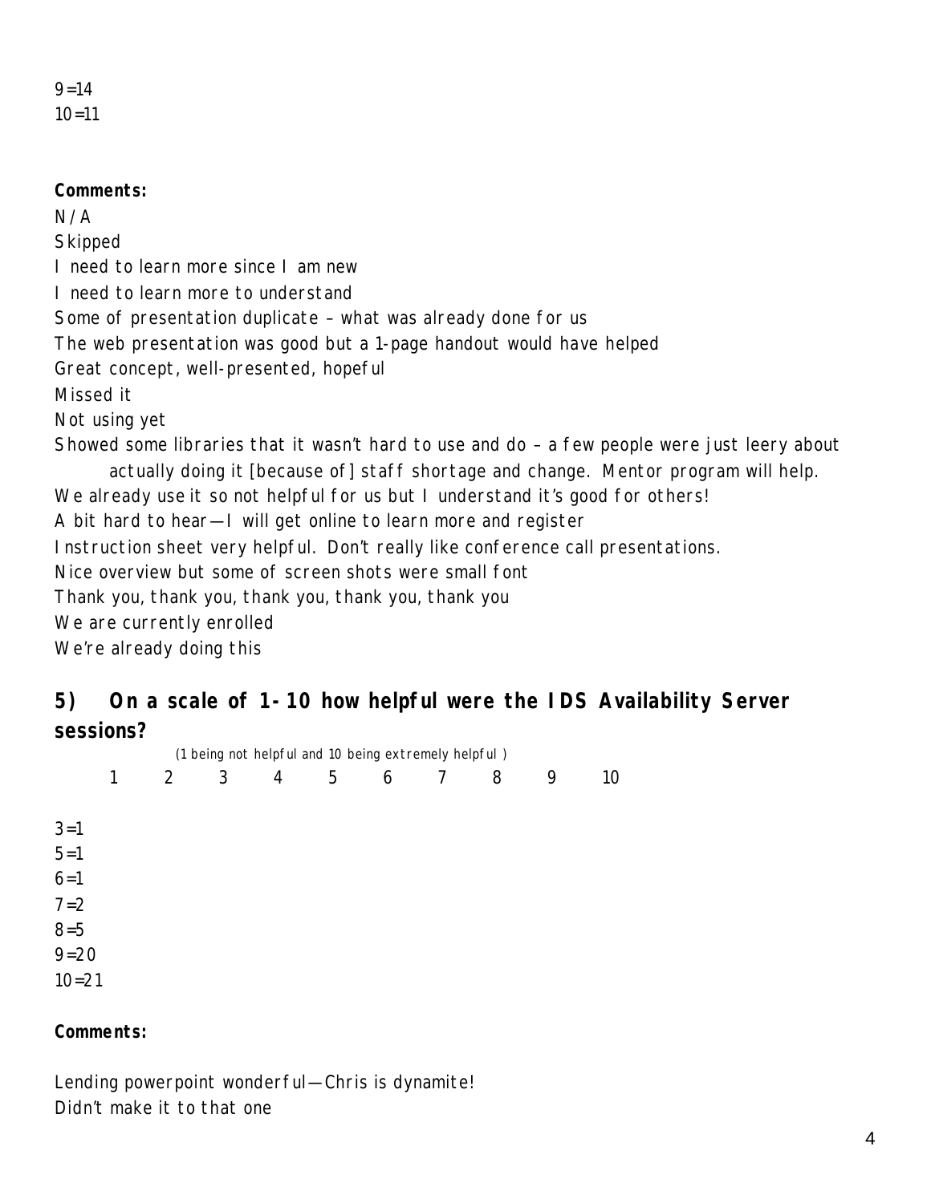9=14
10=11

**Comments:**

N/A
Skipped
I need to learn more since I am new
I need to learn more to understand
Some of presentation duplicate – what was already done for us
The web presentation was good but a 1-page handout would have helped
Great concept, well-presented, hopeful
Missed it
Not using yet
Showed some libraries that it wasn't hard to use and do – a few people were just leery about actually doing it [because of] staff shortage and change. Mentor program will help.
We already use it so not helpful for us but I understand it's good for others!
A bit hard to hear—I will get online to learn more and register
Instruction sheet very helpful. Don't really like conference call presentations.
Nice overview but some of screen shots were small font
Thank you, thank you, thank you, thank you, thank you
We are currently enrolled
We're already doing this

## 5) On a scale of 1-10 how helpful were the IDS Availability Server sessions?

(1 being not helpful and 10 being extremely helpful)

1 2 3 4 5 6 7 8 9 10

3=1
5=1
6=1
7=2
8=5
9=20
10=21

**Comments:**

Lending powerpoint wonderful—Chris is dynamite!
Didn't make it to that one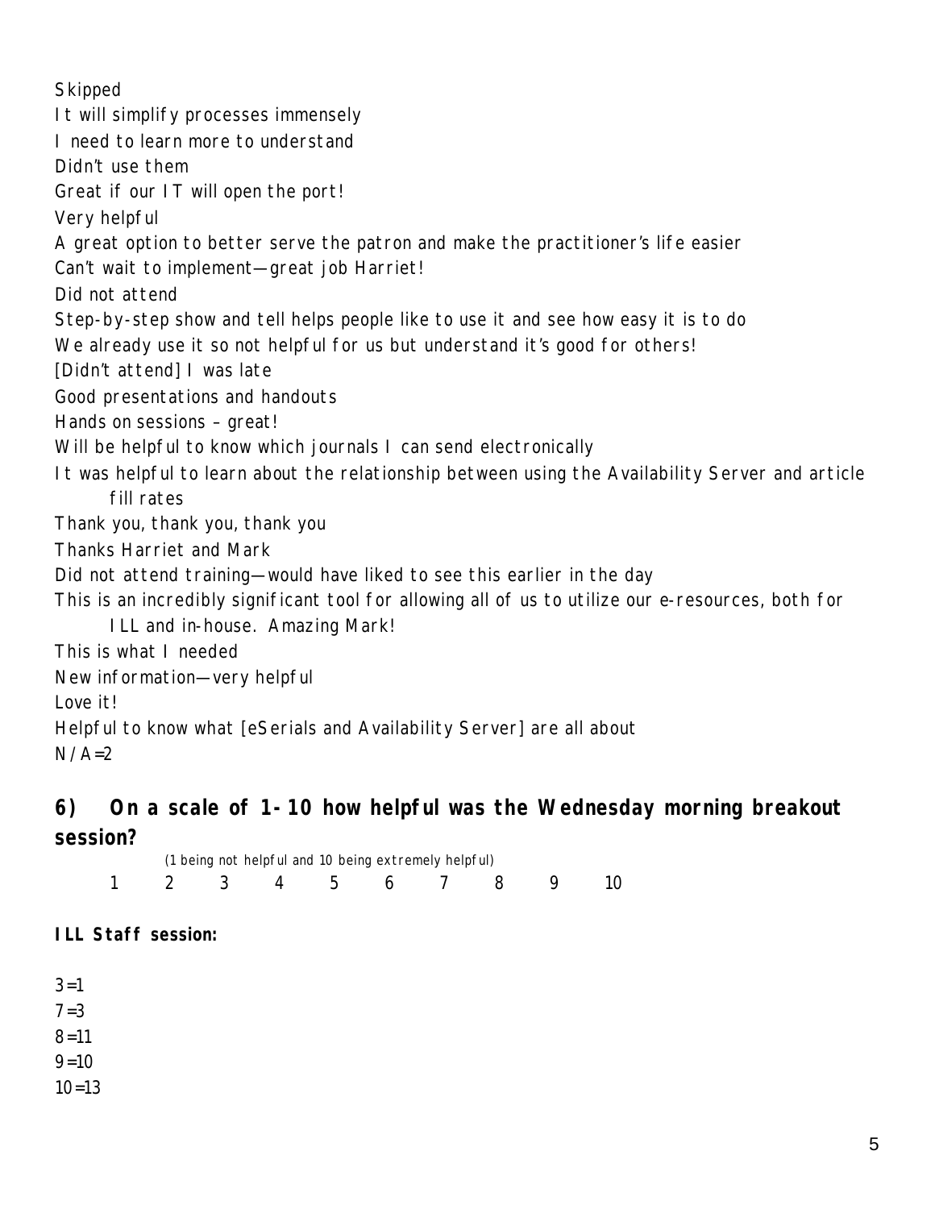Skipped

It will simplify processes immensely

I need to learn more to understand

Didn't use them

Great if our IT will open the port!

Very helpful

A great option to better serve the patron and make the practitioner's life easier

Can't wait to implement—great job Harriet!

Did not attend

Step-by-step show and tell helps people like to use it and see how easy it is to do

We already use it so not helpful for us but understand it's good for others!

[Didn't attend] I was late

Good presentations and handouts

Hands on sessions – great!

Will be helpful to know which journals I can send electronically

It was helpful to learn about the relationship between using the Availability Server and article fill rates

Thank you, thank you, thank you

Thanks Harriet and Mark

Did not attend training—would have liked to see this earlier in the day

This is an incredibly significant tool for allowing all of us to utilize our e-resources, both for ILL and in-house. Amazing Mark!

This is what I needed

New information—very helpful

Love it!

Helpful to know what [eSerials and Availability Server] are all about

N/A=2

## 6) On a scale of 1-10 how helpful was the Wednesday morning breakout session?

(1 being not helpful and 10 being extremely helpful)

1 2 3 4 5 6 7 8 9 10

**ILL Staff session:**

3=1
7=3
8=11
9=10
10=13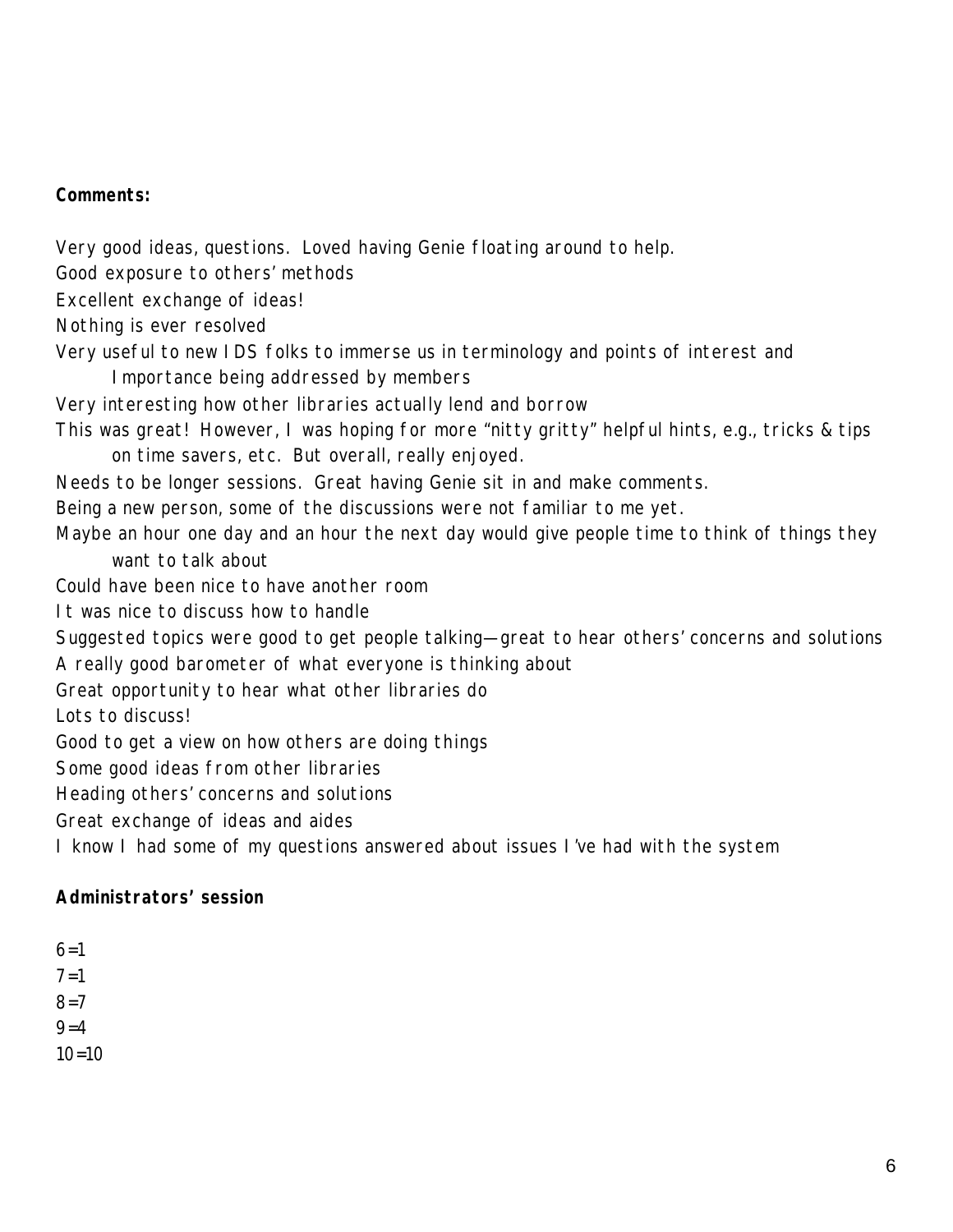**Comments:**

Very good ideas, questions. Loved having Genie floating around to help.
Good exposure to others' methods
Excellent exchange of ideas!
Nothing is ever resolved
Very useful to new IDS folks to immerse us in terminology and points of interest and Importance being addressed by members
Very interesting how other libraries actually lend and borrow
This was great! However, I was hoping for more "nitty gritty" helpful hints, e.g., tricks & tips on time savers, etc. But overall, really enjoyed.
Needs to be longer sessions. Great having Genie sit in and make comments.
Being a new person, some of the discussions were not familiar to me yet.
Maybe an hour one day and an hour the next day would give people time to think of things they want to talk about
Could have been nice to have another room
It was nice to discuss how to handle
Suggested topics were good to get people talking—great to hear others' concerns and solutions
A really good barometer of what everyone is thinking about
Great opportunity to hear what other libraries do
Lots to discuss!
Good to get a view on how others are doing things
Some good ideas from other libraries
Heading others' concerns and solutions
Great exchange of ideas and aides
I know I had some of my questions answered about issues I've had with the system

**Administrators' session**

6=1
7=1
8=7
9=4
10=10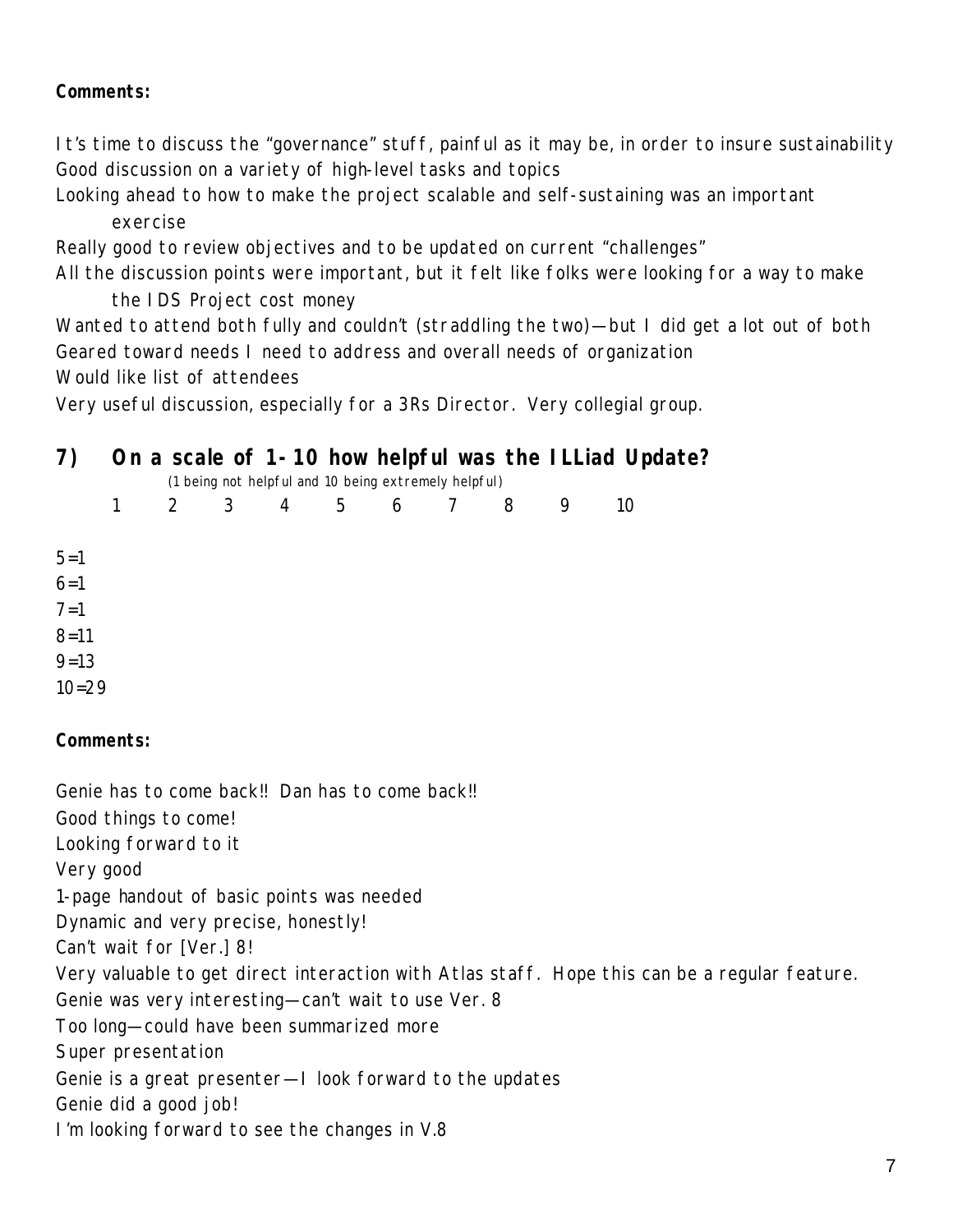**Comments:**

It's time to discuss the "governance" stuff, painful as it may be, in order to insure sustainability
Good discussion on a variety of high-level tasks and topics
Looking ahead to how to make the project scalable and self-sustaining was an important exercise
Really good to review objectives and to be updated on current "challenges"
All the discussion points were important, but it felt like folks were looking for a way to make the IDS Project cost money
Wanted to attend both fully and couldn't (straddling the two)—but I did get a lot out of both
Geared toward needs I need to address and overall needs of organization
Would like list of attendees
Very useful discussion, especially for a 3Rs Director. Very collegial group.

## 7) On a scale of 1-10 how helpful was the ILLiad Update?

(1 being not helpful and 10 being extremely helpful)

1 2 3 4 5 6 7 8 9 10

5=1
6=1
7=1
8=11
9=13
10=29

**Comments:**

Genie has to come back!! Dan has to come back!!
Good things to come!
Looking forward to it
Very good
1-page handout of basic points was needed
Dynamic and very precise, honestly!
Can't wait for [Ver.] 8!
Very valuable to get direct interaction with Atlas staff. Hope this can be a regular feature.
Genie was very interesting—can't wait to use Ver. 8
Too long—could have been summarized more
Super presentation
Genie is a great presenter—I look forward to the updates
Genie did a good job!
I'm looking forward to see the changes in V.8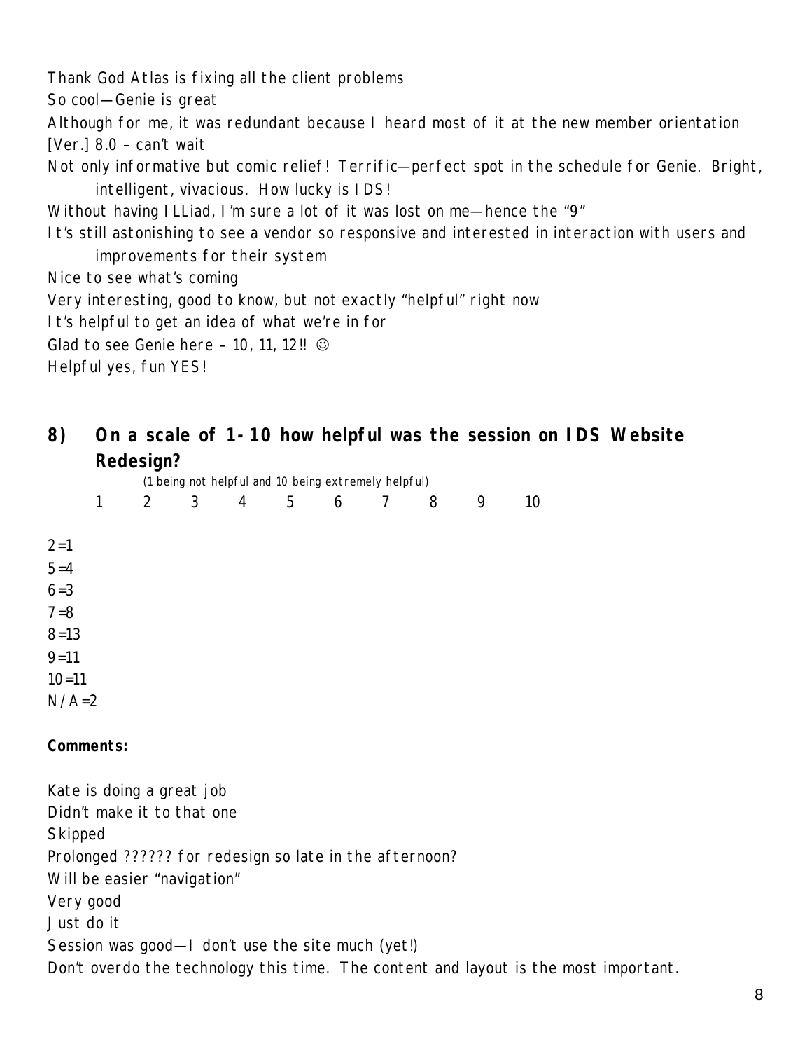Thank God Atlas is fixing all the client problems
So cool—Genie is great
Although for me, it was redundant because I heard most of it at the new member orientation
[Ver.] 8.0 – can't wait
Not only informative but comic relief! Terrific—perfect spot in the schedule for Genie. Bright, intelligent, vivacious. How lucky is IDS!
Without having ILLiad, I'm sure a lot of it was lost on me—hence the "9"
It's still astonishing to see a vendor so responsive and interested in interaction with users and improvements for their system
Nice to see what's coming
Very interesting, good to know, but not exactly "helpful" right now
It's helpful to get an idea of what we're in for
Glad to see Genie here – 10, 11, 12!! ☺
Helpful yes, fun YES!

## 8) On a scale of 1-10 how helpful was the session on IDS Website Redesign?

(1 being not helpful and 10 being extremely helpful)

1 2 3 4 5 6 7 8 9 10

2=1
5=4
6=3
7=8
8=13
9=11
10=11
N/A=2

**Comments:**

Kate is doing a great job
Didn't make it to that one
Skipped
Prolonged ?????? for redesign so late in the afternoon?
Will be easier "navigation"
Very good
Just do it
Session was good—I don't use the site much (yet!)
Don't overdo the technology this time. The content and layout is the most important.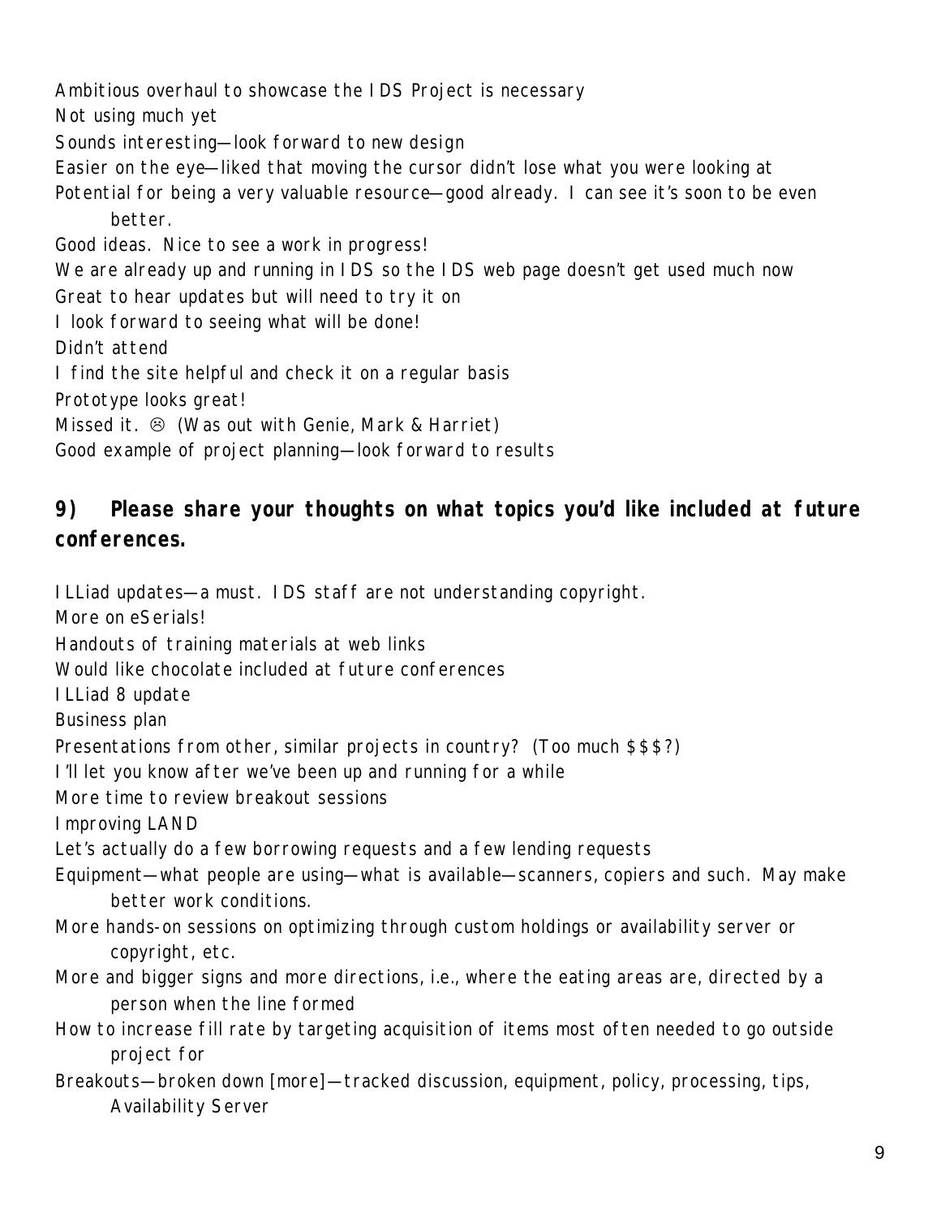Ambitious overhaul to showcase the IDS Project is necessary
Not using much yet
Sounds interesting—look forward to new design
Easier on the eye—liked that moving the cursor didn't lose what you were looking at
Potential for being a very valuable resource—good already. I can see it's soon to be even better.
Good ideas. Nice to see a work in progress!
We are already up and running in IDS so the IDS web page doesn't get used much now
Great to hear updates but will need to try it on
I look forward to seeing what will be done!
Didn't attend
I find the site helpful and check it on a regular basis
Prototype looks great!
Missed it. ☹ (Was out with Genie, Mark & Harriet)
Good example of project planning—look forward to results

## 9) Please share your thoughts on what topics you'd like included at future conferences.

ILLiad updates—a must. IDS staff are not understanding copyright.
More on eSerials!
Handouts of training materials at web links
Would like chocolate included at future conferences
ILLiad 8 update
Business plan
Presentations from other, similar projects in country? (Too much $$$?)
I'll let you know after we've been up and running for a while
More time to review breakout sessions
Improving LAND
Let's actually do a few borrowing requests and a few lending requests
Equipment—what people are using—what is available—scanners, copiers and such. May make better work conditions.
More hands-on sessions on optimizing through custom holdings or availability server or copyright, etc.
More and bigger signs and more directions, i.e., where the eating areas are, directed by a person when the line formed
How to increase fill rate by targeting acquisition of items most often needed to go outside project for
Breakouts—broken down [more]—tracked discussion, equipment, policy, processing, tips, Availability Server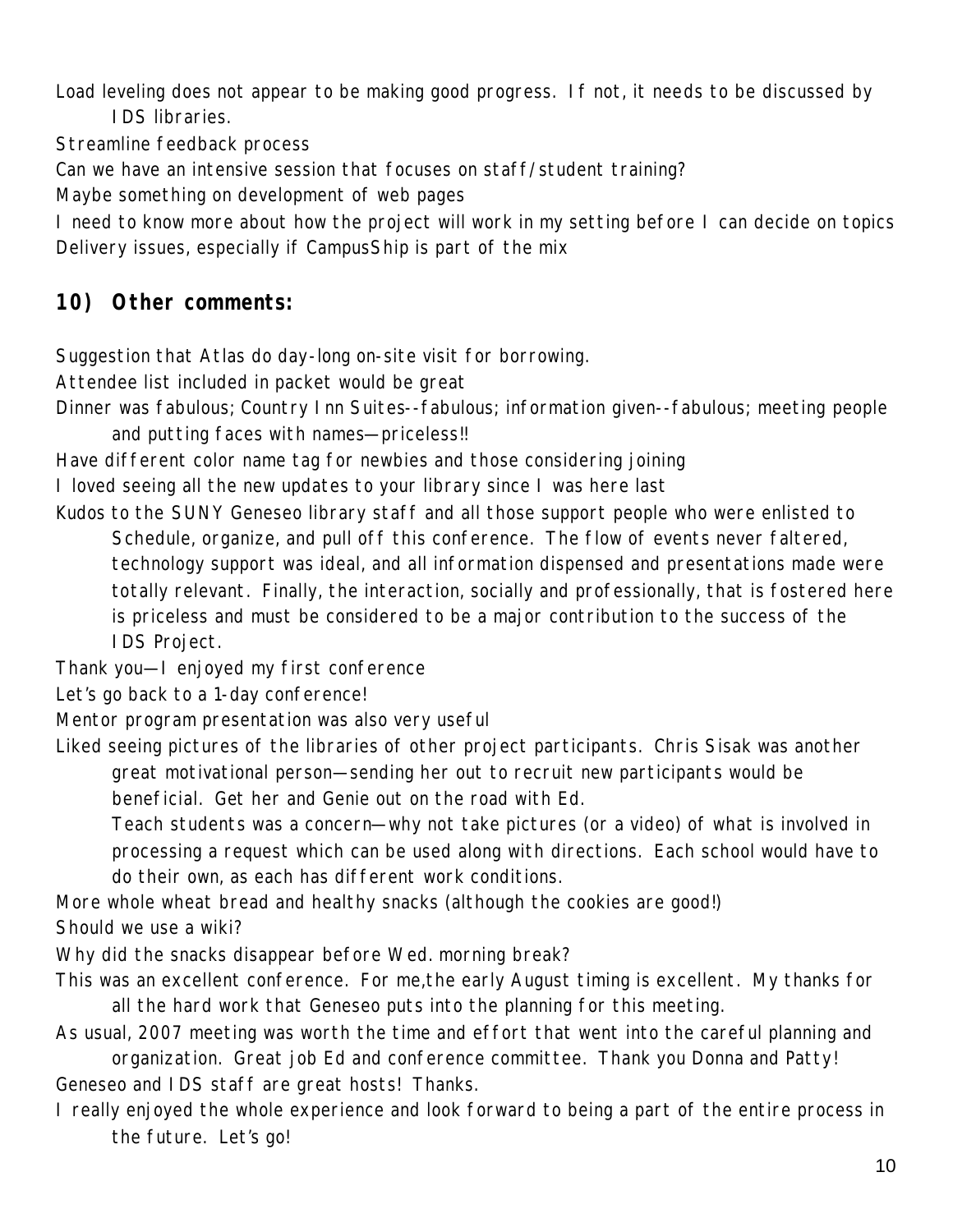Load leveling does not appear to be making good progress. If not, it needs to be discussed by IDS libraries.

Streamline feedback process

Can we have an intensive session that focuses on staff/student training?

Maybe something on development of web pages

I need to know more about how the project will work in my setting before I can decide on topics

Delivery issues, especially if CampusShip is part of the mix

## 10) Other comments:

Suggestion that Atlas do day-long on-site visit for borrowing.

Attendee list included in packet would be great

Dinner was fabulous; Country Inn Suites--fabulous; information given--fabulous; meeting people and putting faces with names—priceless!!

Have different color name tag for newbies and those considering joining

I loved seeing all the new updates to your library since I was here last

Kudos to the SUNY Geneseo library staff and all those support people who were enlisted to Schedule, organize, and pull off this conference. The flow of events never faltered, technology support was ideal, and all information dispensed and presentations made were totally relevant. Finally, the interaction, socially and professionally, that is fostered here is priceless and must be considered to be a major contribution to the success of the IDS Project.

Thank you—I enjoyed my first conference

Let's go back to a 1-day conference!

Mentor program presentation was also very useful

Liked seeing pictures of the libraries of other project participants. Chris Sisak was another great motivational person—sending her out to recruit new participants would be beneficial. Get her and Genie out on the road with Ed.

Teach students was a concern—why not take pictures (or a video) of what is involved in processing a request which can be used along with directions. Each school would have to do their own, as each has different work conditions.

More whole wheat bread and healthy snacks (although the cookies are good!)

Should we use a wiki?

Why did the snacks disappear before Wed. morning break?

This was an excellent conference. For me,the early August timing is excellent. My thanks for all the hard work that Geneseo puts into the planning for this meeting.

As usual, 2007 meeting was worth the time and effort that went into the careful planning and organization. Great job Ed and conference committee. Thank you Donna and Patty!

Geneseo and IDS staff are great hosts! Thanks.

I really enjoyed the whole experience and look forward to being a part of the entire process in the future. Let's go!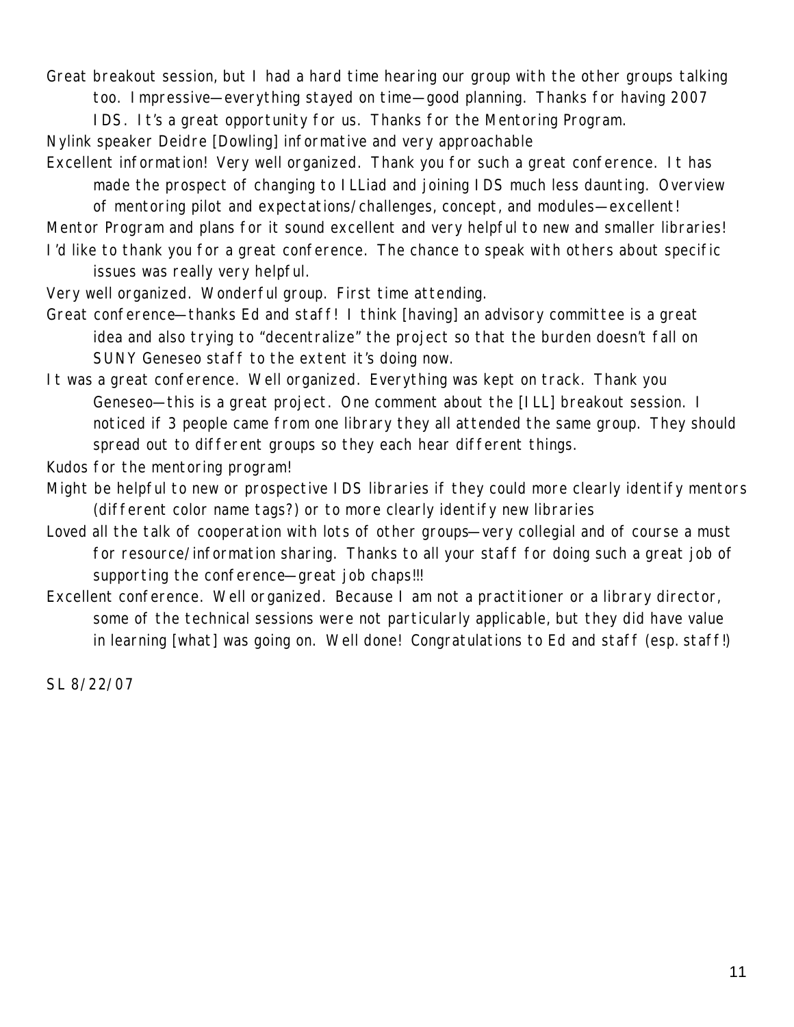Great breakout session, but I had a hard time hearing our group with the other groups talking too. Impressive—everything stayed on time—good planning. Thanks for having 2007 IDS. It's a great opportunity for us. Thanks for the Mentoring Program.

Nylink speaker Deidre [Dowling] informative and very approachable

Excellent information! Very well organized. Thank you for such a great conference. It has made the prospect of changing to ILLiad and joining IDS much less daunting. Overview of mentoring pilot and expectations/challenges, concept, and modules—excellent!

Mentor Program and plans for it sound excellent and very helpful to new and smaller libraries!

I'd like to thank you for a great conference. The chance to speak with others about specific issues was really very helpful.

Very well organized. Wonderful group. First time attending.

Great conference—thanks Ed and staff! I think [having] an advisory committee is a great idea and also trying to "decentralize" the project so that the burden doesn't fall on SUNY Geneseo staff to the extent it's doing now.

It was a great conference. Well organized. Everything was kept on track. Thank you Geneseo—this is a great project. One comment about the [ILL] breakout session. I noticed if 3 people came from one library they all attended the same group. They should spread out to different groups so they each hear different things.

Kudos for the mentoring program!

Might be helpful to new or prospective IDS libraries if they could more clearly identify mentors (different color name tags?) or to more clearly identify new libraries

Loved all the talk of cooperation with lots of other groups—very collegial and of course a must for resource/information sharing. Thanks to all your staff for doing such a great job of supporting the conference—great job chaps!!!

Excellent conference. Well organized. Because I am not a practitioner or a library director, some of the technical sessions were not particularly applicable, but they did have value in learning [what] was going on. Well done! Congratulations to Ed and staff (esp. staff!)

SL 8/22/07